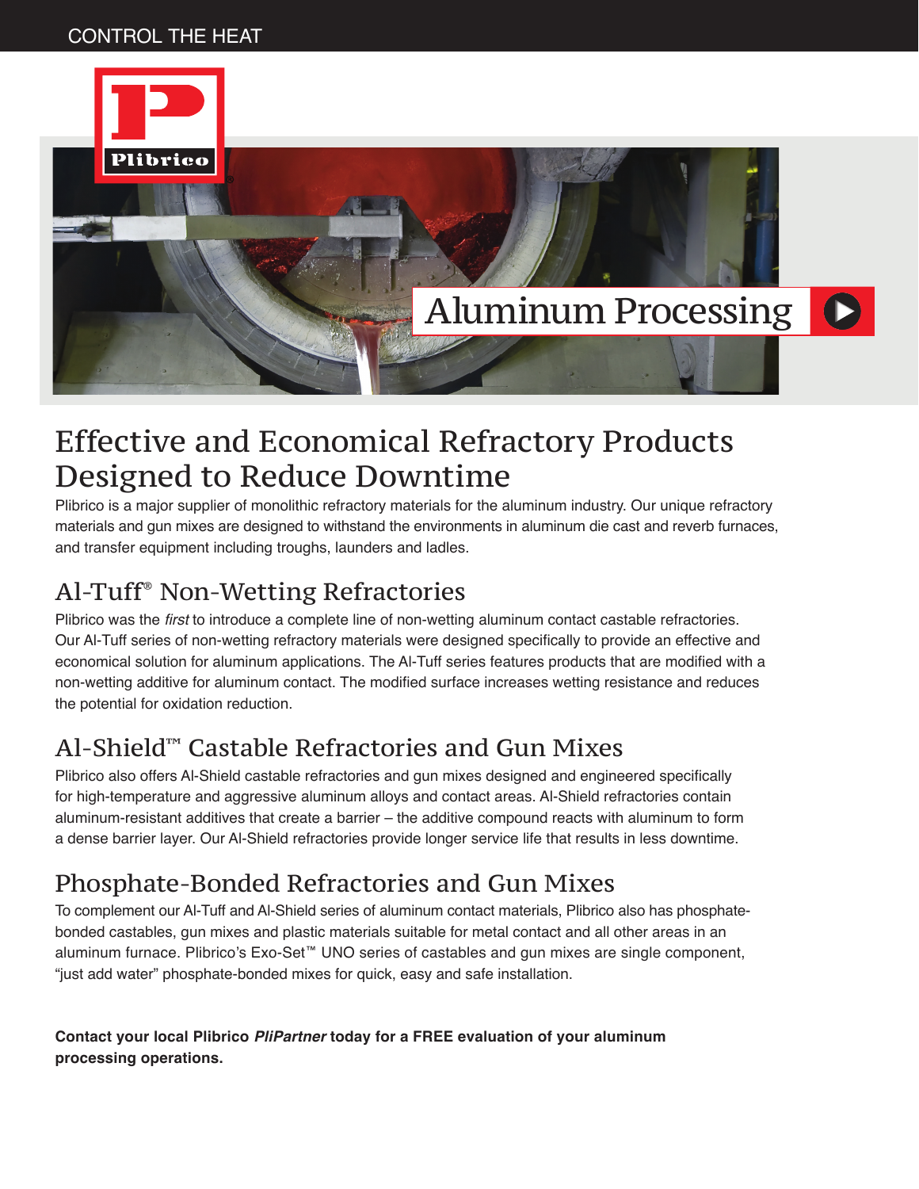CONTROL THE HEAT

Plibrico®

# Aluminum Processing

## Effective and Economical Refractory Products Designed to Reduce Downtime

Plibrico is a major supplier of monolithic refractory materials for the aluminum industry. Our unique refractory materials and gun mixes are designed to withstand the environments in aluminum die cast and reverb furnaces, and transfer equipment including troughs, launders and ladles.

## Al-Tuff® Non-Wetting Refractories

Plibrico was the *first* to introduce a complete line of non-wetting aluminum contact castable refractories. Our Al-Tuff series of non-wetting refractory materials were designed specifically to provide an effective and economical solution for aluminum applications. The Al-Tuff series features products that are modified with a non-wetting additive for aluminum contact. The modified surface increases wetting resistance and reduces the potential for oxidation reduction.

## Al-Shield™ Castable Refractories and Gun Mixes

Plibrico also offers Al-Shield castable refractories and gun mixes designed and engineered specifically for high-temperature and aggressive aluminum alloys and contact areas. Al-Shield refractories contain aluminum-resistant additives that create a barrier – the additive compound reacts with aluminum to form a dense barrier layer. Our Al-Shield refractories provide longer service life that results in less downtime.

## Phosphate-Bonded Refractories and Gun Mixes

To complement our Al-Tuff and Al-Shield series of aluminum contact materials, Plibrico also has phosphate-bonded castables, gun mixes and plastic materials suitable for metal contact and all other areas in an aluminum furnace. Plibrico's Exo-Set™ UNO series of castables and gun mixes are single component, "just add water" phosphate-bonded mixes for quick, easy and safe installation.

**Contact your local Plibrico *PliPartner* today for a FREE evaluation of your aluminum processing operations.**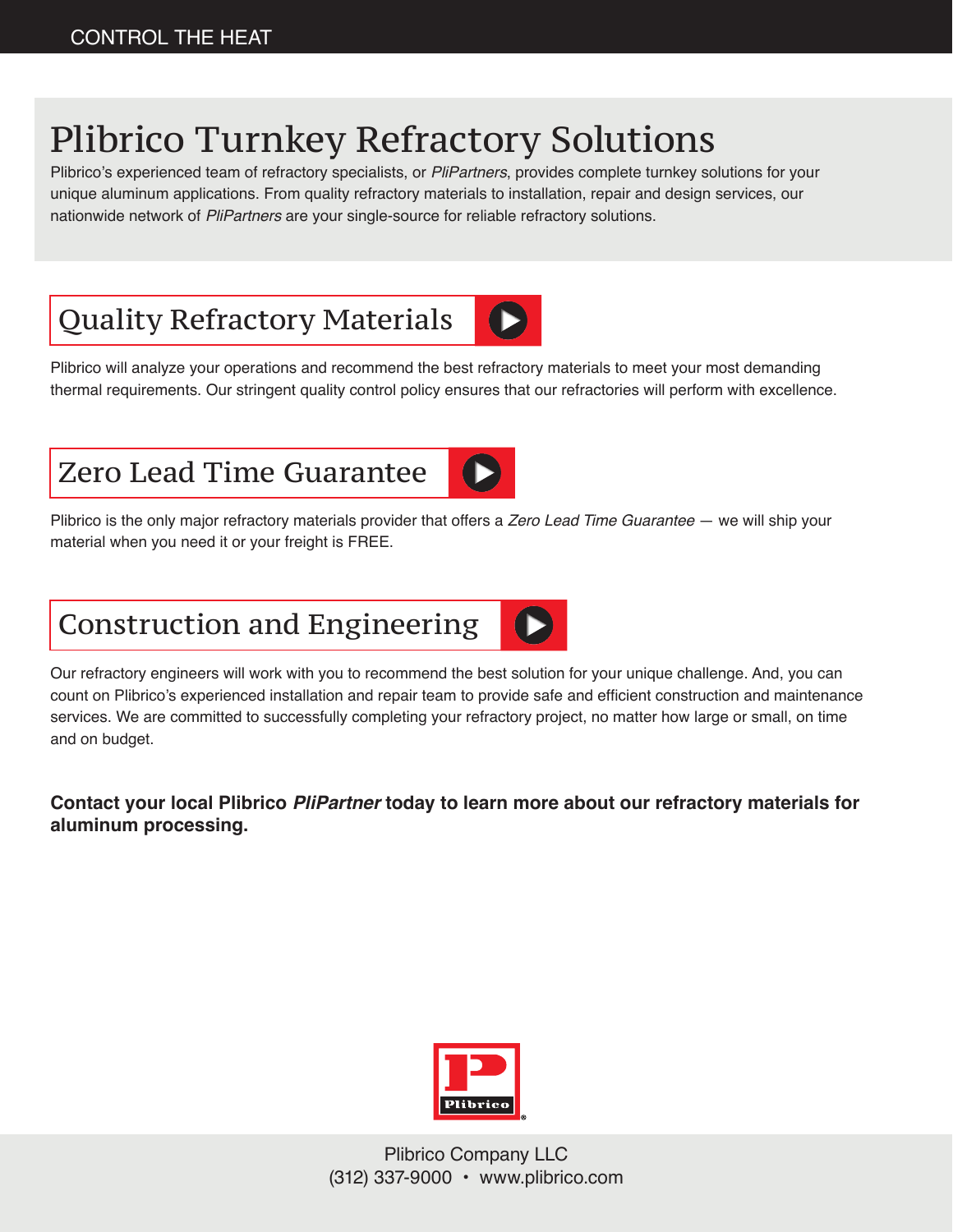# Plibrico Turnkey Refractory Solutions

Plibrico's experienced team of refractory specialists, or *PliPartners*, provides complete turnkey solutions for your unique aluminum applications. From quality refractory materials to installation, repair and design services, our nationwide network of *PliPartners* are your single-source for reliable refractory solutions.

## Quality Refractory Materials

Plibrico will analyze your operations and recommend the best refractory materials to meet your most demanding thermal requirements. Our stringent quality control policy ensures that our refractories will perform with excellence.

## Zero Lead Time Guarantee

Plibrico is the only major refractory materials provider that offers a *Zero Lead Time Guarantee* — we will ship your material when you need it or your freight is FREE.

## Construction and Engineering

Our refractory engineers will work with you to recommend the best solution for your unique challenge. And, you can count on Plibrico's experienced installation and repair team to provide safe and efficient construction and maintenance services. We are committed to successfully completing your refractory project, no matter how large or small, on time and on budget.

**Contact your local Plibrico *PliPartner* today to learn more about our refractory materials for aluminum processing.**

Plibrico

Plibrico Company LLC
(312) 337-9000 • www.plibrico.com